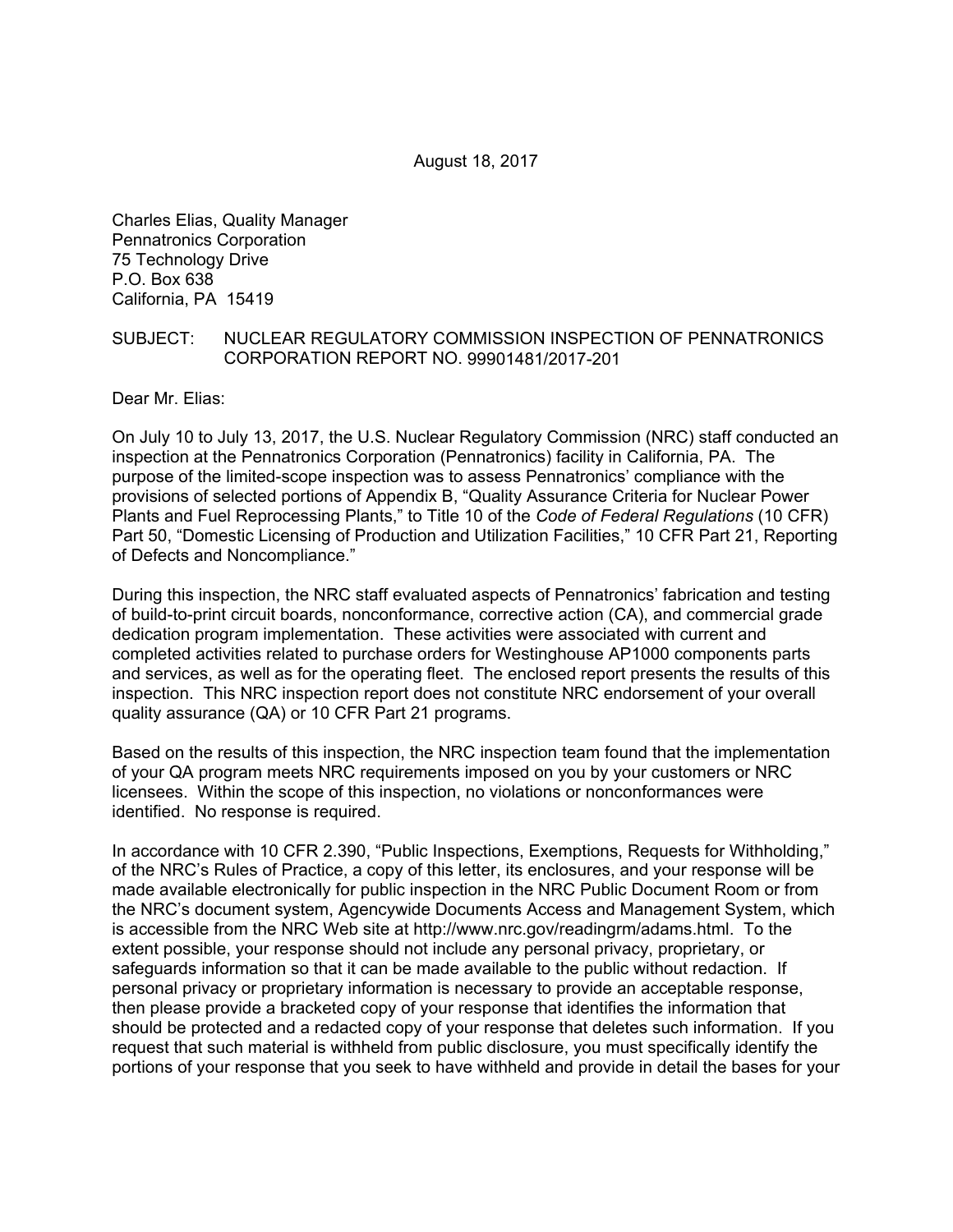August 18, 2017

Charles Elias, Quality Manager
Pennatronics Corporation
75 Technology Drive
P.O. Box 638
California, PA 15419

SUBJECT: NUCLEAR REGULATORY COMMISSION INSPECTION OF PENNATRONICS CORPORATION REPORT NO. 99901481/2017-201

Dear Mr. Elias:

On July 10 to July 13, 2017, the U.S. Nuclear Regulatory Commission (NRC) staff conducted an inspection at the Pennatronics Corporation (Pennatronics) facility in California, PA. The purpose of the limited-scope inspection was to assess Pennatronics' compliance with the provisions of selected portions of Appendix B, "Quality Assurance Criteria for Nuclear Power Plants and Fuel Reprocessing Plants," to Title 10 of the *Code of Federal Regulations* (10 CFR) Part 50, "Domestic Licensing of Production and Utilization Facilities," 10 CFR Part 21, Reporting of Defects and Noncompliance."

During this inspection, the NRC staff evaluated aspects of Pennatronics' fabrication and testing of build-to-print circuit boards, nonconformance, corrective action (CA), and commercial grade dedication program implementation. These activities were associated with current and completed activities related to purchase orders for Westinghouse AP1000 components parts and services, as well as for the operating fleet. The enclosed report presents the results of this inspection. This NRC inspection report does not constitute NRC endorsement of your overall quality assurance (QA) or 10 CFR Part 21 programs.

Based on the results of this inspection, the NRC inspection team found that the implementation of your QA program meets NRC requirements imposed on you by your customers or NRC licensees. Within the scope of this inspection, no violations or nonconformances were identified. No response is required.

In accordance with 10 CFR 2.390, "Public Inspections, Exemptions, Requests for Withholding," of the NRC's Rules of Practice, a copy of this letter, its enclosures, and your response will be made available electronically for public inspection in the NRC Public Document Room or from the NRC's document system, Agencywide Documents Access and Management System, which is accessible from the NRC Web site at http://www.nrc.gov/readingrm/adams.html. To the extent possible, your response should not include any personal privacy, proprietary, or safeguards information so that it can be made available to the public without redaction. If personal privacy or proprietary information is necessary to provide an acceptable response, then please provide a bracketed copy of your response that identifies the information that should be protected and a redacted copy of your response that deletes such information. If you request that such material is withheld from public disclosure, you must specifically identify the portions of your response that you seek to have withheld and provide in detail the bases for your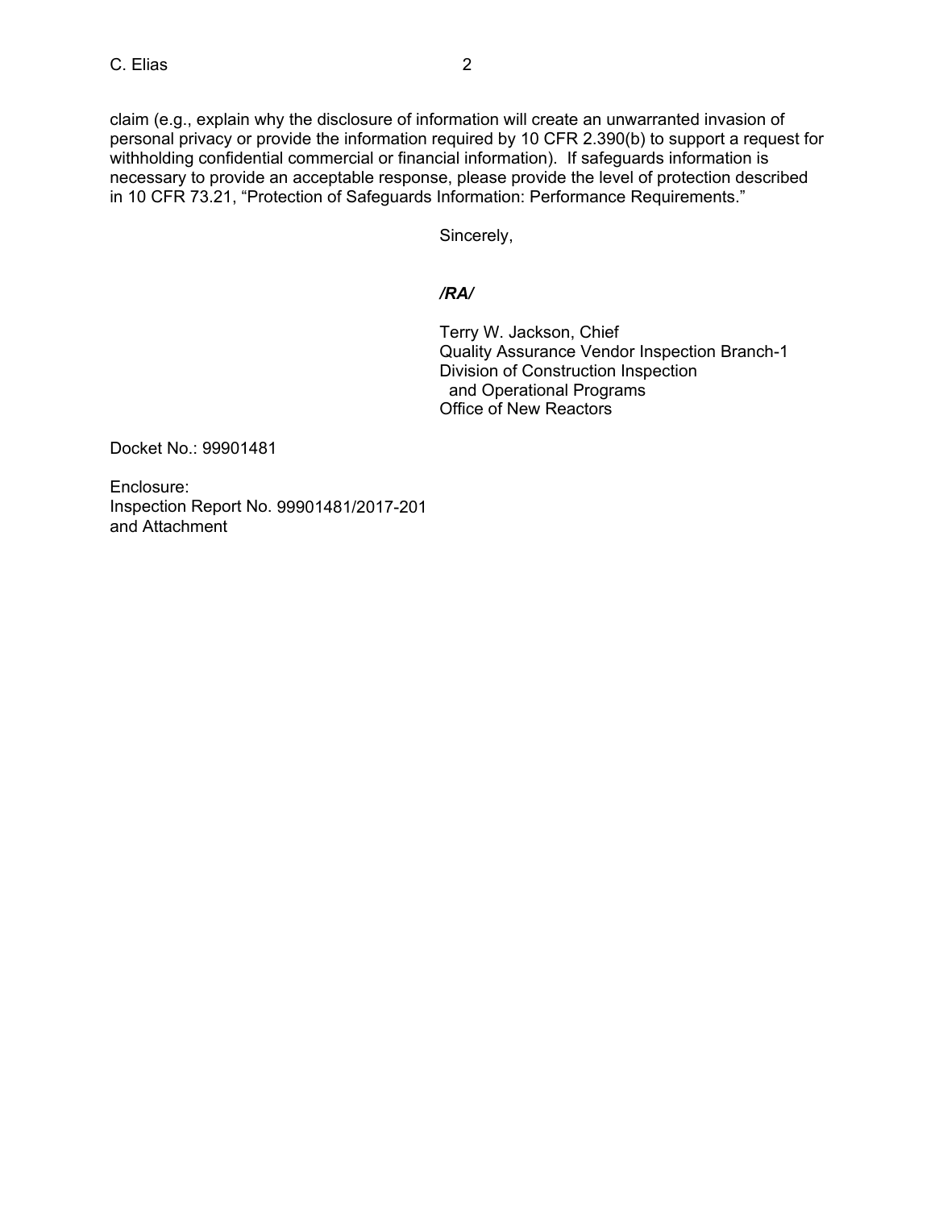claim (e.g., explain why the disclosure of information will create an unwarranted invasion of personal privacy or provide the information required by 10 CFR 2.390(b) to support a request for withholding confidential commercial or financial information). If safeguards information is necessary to provide an acceptable response, please provide the level of protection described in 10 CFR 73.21, "Protection of Safeguards Information: Performance Requirements."

Sincerely,

***/RA/***

Terry W. Jackson, Chief
Quality Assurance Vendor Inspection Branch-1
Division of Construction Inspection
and Operational Programs
Office of New Reactors

Docket No.: 99901481

Enclosure:
Inspection Report No. 99901481/2017-201
and Attachment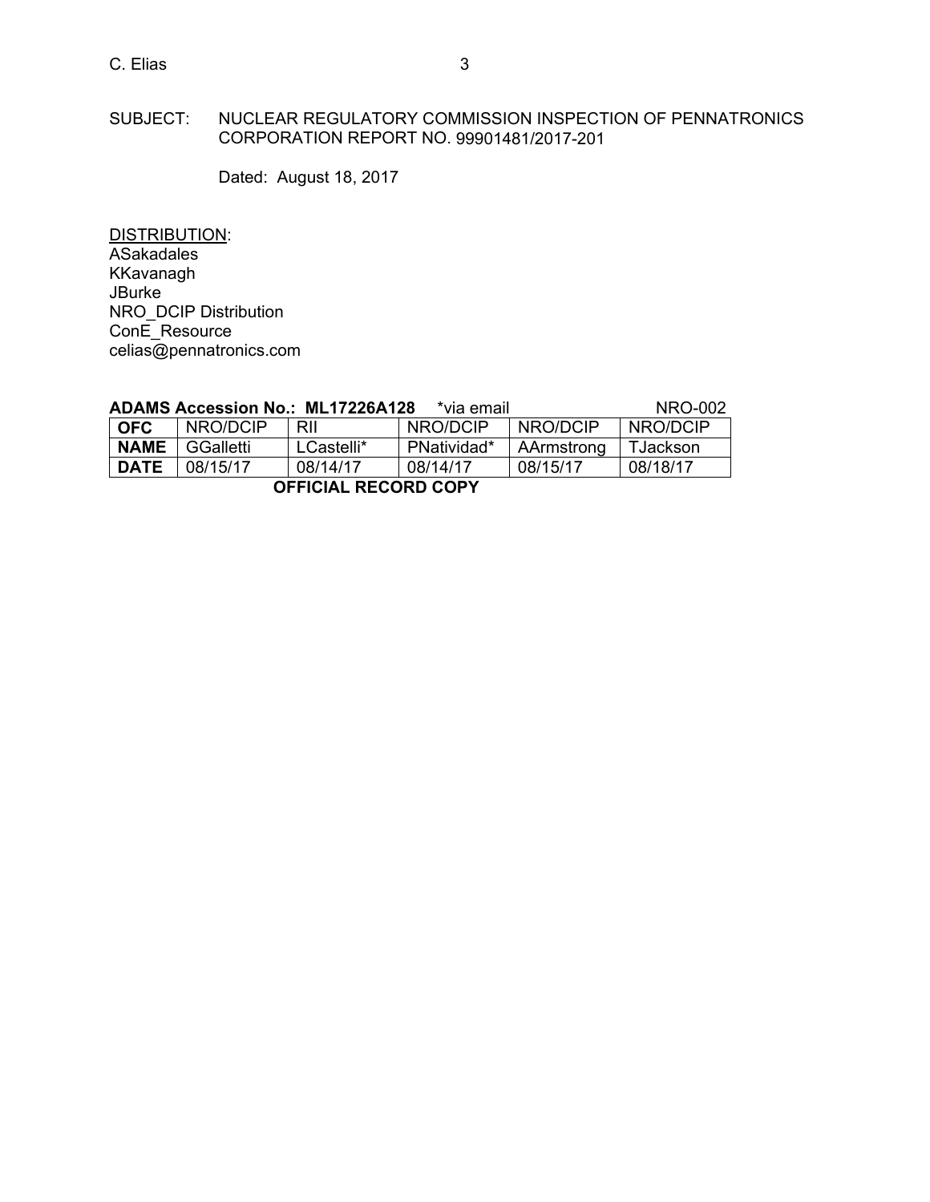SUBJECT: NUCLEAR REGULATORY COMMISSION INSPECTION OF PENNATRONICS CORPORATION REPORT NO. 99901481/2017-201

Dated: August 18, 2017

DISTRIBUTION:
ASakadales
KKavanagh
JBurke
NRO_DCIP Distribution
ConE_Resource
celias@pennatronics.com

**ADAMS Accession No.: ML17226A128** *via email NRO-002

| **OFC** | NRO/DCIP | RII | NRO/DCIP | NRO/DCIP | NRO/DCIP |
|---|---|---|---|---|---|
| **NAME** | GGalletti | LCastelli* | PNatividad* | AArmstrong | TJackson |
| **DATE** | 08/15/17 | 08/14/17 | 08/14/17 | 08/15/17 | 08/18/17 |

**OFFICIAL RECORD COPY**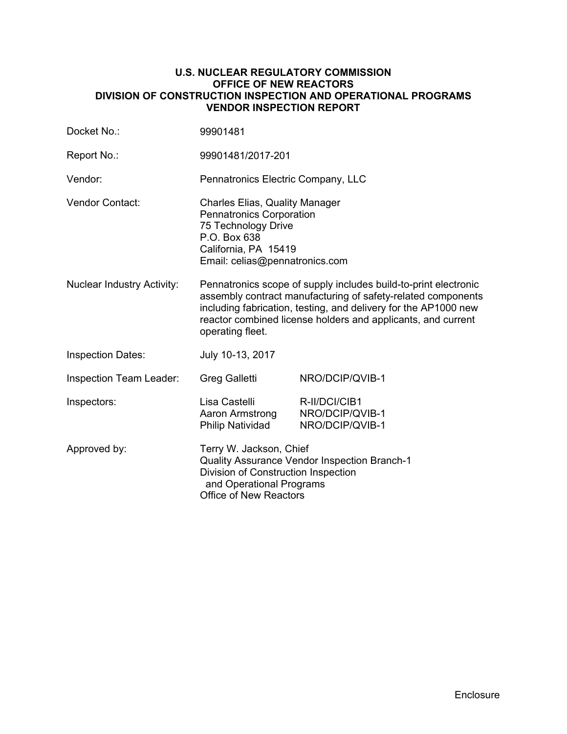**U.S. NUCLEAR REGULATORY COMMISSION**
**OFFICE OF NEW REACTORS**
**DIVISION OF CONSTRUCTION INSPECTION AND OPERATIONAL PROGRAMS**
**VENDOR INSPECTION REPORT**

| | | |
|---|---|---|
| Docket No.: | 99901481 | |
| Report No.: | 99901481/2017-201 | |
| Vendor: | Pennatronics Electric Company, LLC | |
| Vendor Contact: | Charles Elias, Quality Manager<br>Pennatronics Corporation<br>75 Technology Drive<br>P.O. Box 638<br>California, PA 15419<br>Email: celias@pennatronics.com | |
| Nuclear Industry Activity: | Pennatronics scope of supply includes build-to-print electronic assembly contract manufacturing of safety-related components including fabrication, testing, and delivery for the AP1000 new reactor combined license holders and applicants, and current operating fleet. | |
| Inspection Dates: | July 10-13, 2017 | |
| Inspection Team Leader: | Greg Galletti | NRO/DCIP/QVIB-1 |
| Inspectors: | Lisa Castelli<br>Aaron Armstrong<br>Philip Natividad | R-II/DCI/CIB1<br>NRO/DCIP/QVIB-1<br>NRO/DCIP/QVIB-1 |
| Approved by: | Terry W. Jackson, Chief<br>Quality Assurance Vendor Inspection Branch-1<br>Division of Construction Inspection and Operational Programs<br>Office of New Reactors | |

Enclosure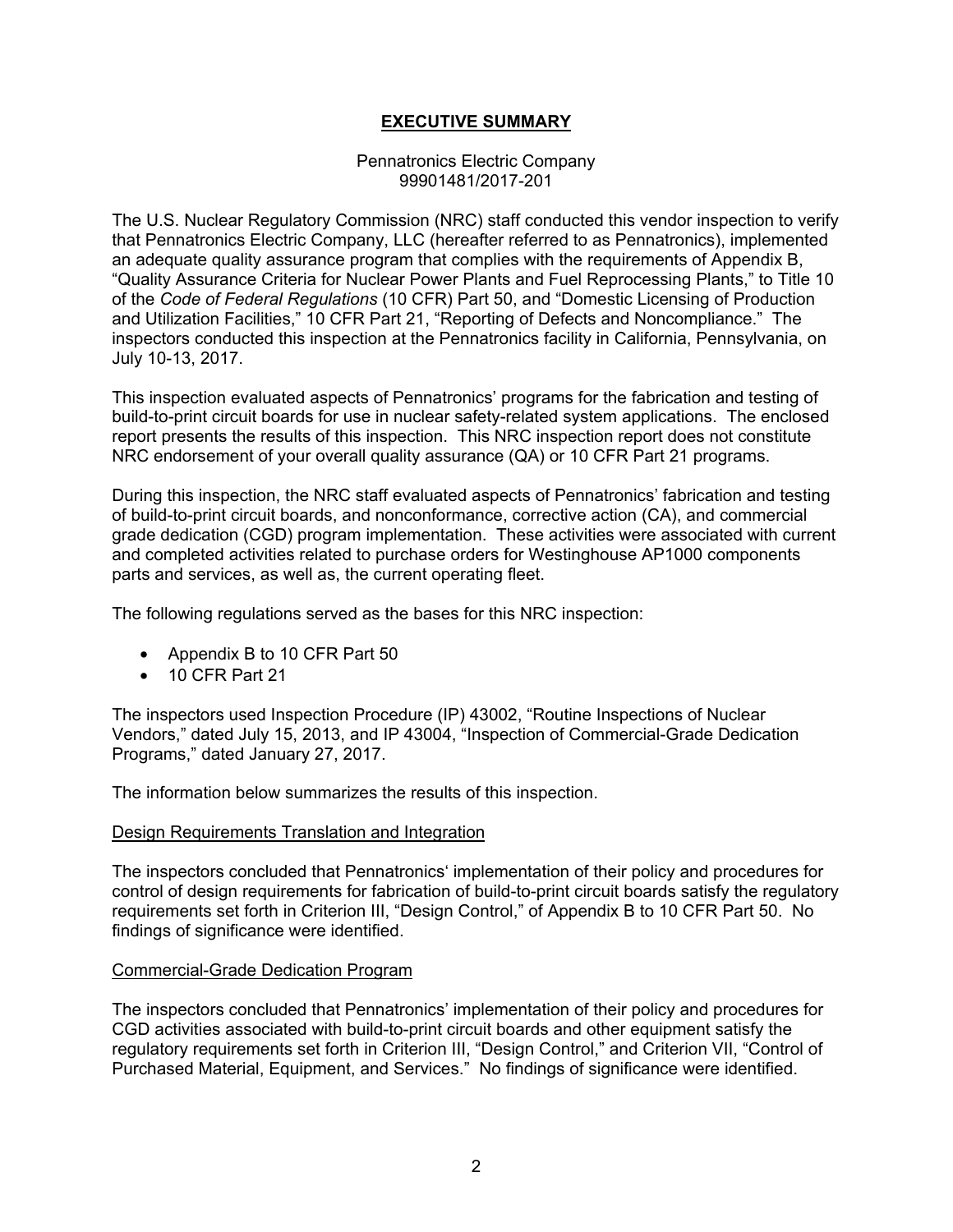# **EXECUTIVE SUMMARY**

Pennatronics Electric Company
99901481/2017-201

The U.S. Nuclear Regulatory Commission (NRC) staff conducted this vendor inspection to verify that Pennatronics Electric Company, LLC (hereafter referred to as Pennatronics), implemented an adequate quality assurance program that complies with the requirements of Appendix B, "Quality Assurance Criteria for Nuclear Power Plants and Fuel Reprocessing Plants," to Title 10 of the *Code of Federal Regulations* (10 CFR) Part 50, and "Domestic Licensing of Production and Utilization Facilities," 10 CFR Part 21, "Reporting of Defects and Noncompliance." The inspectors conducted this inspection at the Pennatronics facility in California, Pennsylvania, on July 10-13, 2017.

This inspection evaluated aspects of Pennatronics' programs for the fabrication and testing of build-to-print circuit boards for use in nuclear safety-related system applications. The enclosed report presents the results of this inspection. This NRC inspection report does not constitute NRC endorsement of your overall quality assurance (QA) or 10 CFR Part 21 programs.

During this inspection, the NRC staff evaluated aspects of Pennatronics' fabrication and testing of build-to-print circuit boards, and nonconformance, corrective action (CA), and commercial grade dedication (CGD) program implementation. These activities were associated with current and completed activities related to purchase orders for Westinghouse AP1000 components parts and services, as well as, the current operating fleet.

The following regulations served as the bases for this NRC inspection:

- Appendix B to 10 CFR Part 50
- 10 CFR Part 21

The inspectors used Inspection Procedure (IP) 43002, "Routine Inspections of Nuclear Vendors," dated July 15, 2013, and IP 43004, "Inspection of Commercial-Grade Dedication Programs," dated January 27, 2017.

The information below summarizes the results of this inspection.

## Design Requirements Translation and Integration

The inspectors concluded that Pennatronics' implementation of their policy and procedures for control of design requirements for fabrication of build-to-print circuit boards satisfy the regulatory requirements set forth in Criterion III, "Design Control," of Appendix B to 10 CFR Part 50. No findings of significance were identified.

## Commercial-Grade Dedication Program

The inspectors concluded that Pennatronics' implementation of their policy and procedures for CGD activities associated with build-to-print circuit boards and other equipment satisfy the regulatory requirements set forth in Criterion III, "Design Control," and Criterion VII, "Control of Purchased Material, Equipment, and Services." No findings of significance were identified.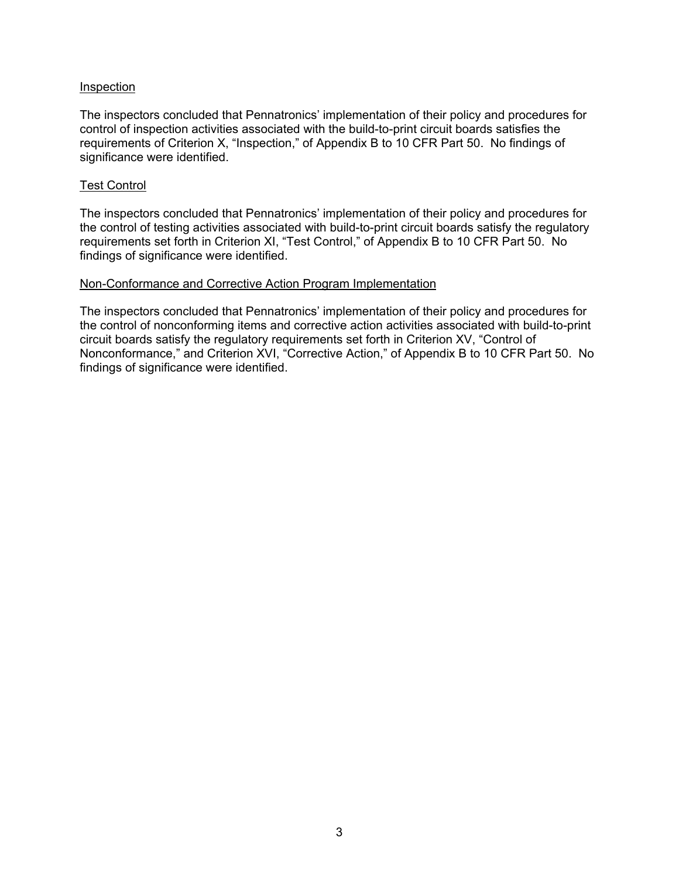### Inspection

The inspectors concluded that Pennatronics' implementation of their policy and procedures for control of inspection activities associated with the build-to-print circuit boards satisfies the requirements of Criterion X, "Inspection," of Appendix B to 10 CFR Part 50. No findings of significance were identified.

### Test Control

The inspectors concluded that Pennatronics' implementation of their policy and procedures for the control of testing activities associated with build-to-print circuit boards satisfy the regulatory requirements set forth in Criterion XI, "Test Control," of Appendix B to 10 CFR Part 50. No findings of significance were identified.

### Non-Conformance and Corrective Action Program Implementation

The inspectors concluded that Pennatronics' implementation of their policy and procedures for the control of nonconforming items and corrective action activities associated with build-to-print circuit boards satisfy the regulatory requirements set forth in Criterion XV, "Control of Nonconformance," and Criterion XVI, "Corrective Action," of Appendix B to 10 CFR Part 50. No findings of significance were identified.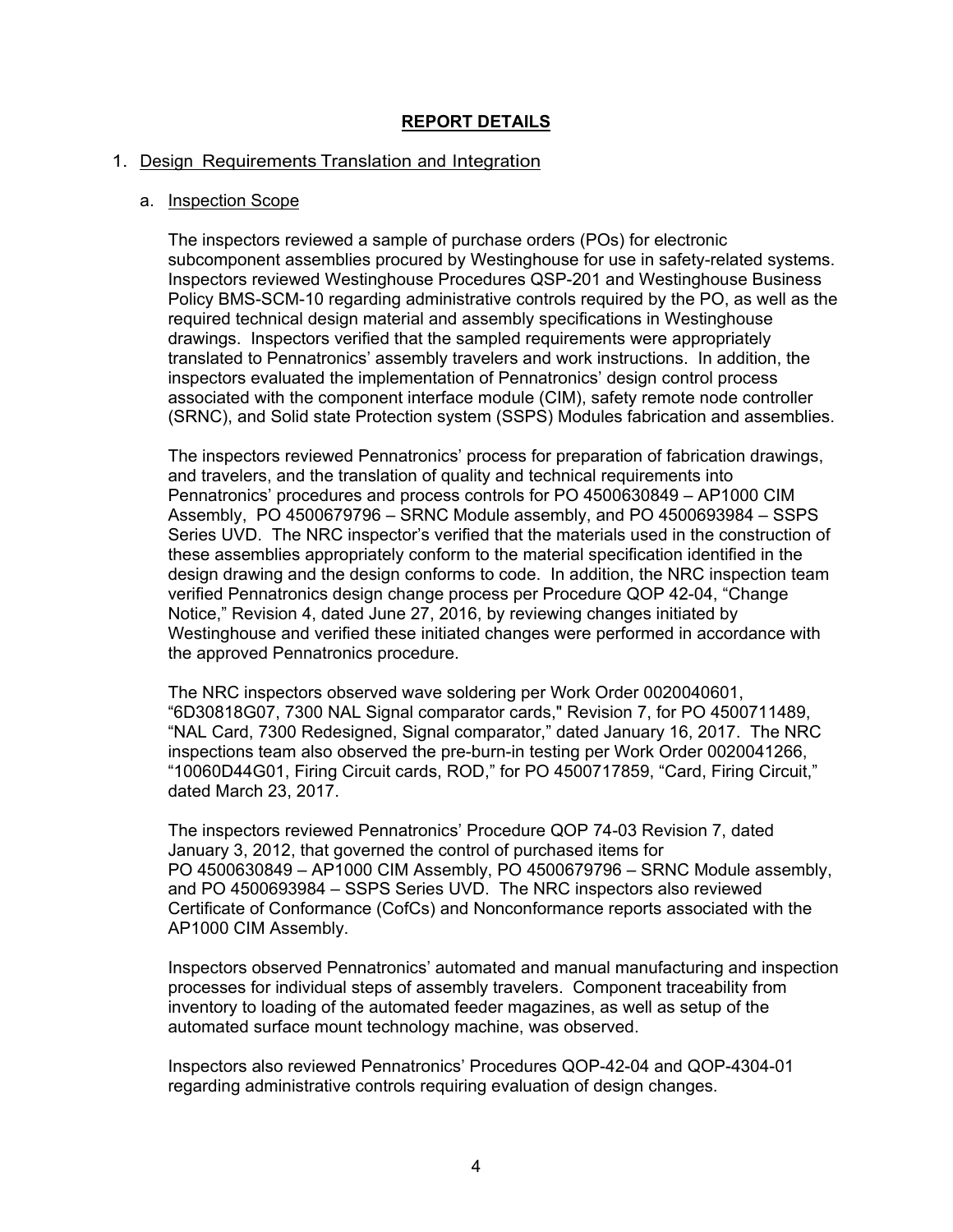## REPORT DETAILS

1. Design Requirements Translation and Integration

   a. Inspection Scope

   The inspectors reviewed a sample of purchase orders (POs) for electronic subcomponent assemblies procured by Westinghouse for use in safety-related systems. Inspectors reviewed Westinghouse Procedures QSP-201 and Westinghouse Business Policy BMS-SCM-10 regarding administrative controls required by the PO, as well as the required technical design material and assembly specifications in Westinghouse drawings. Inspectors verified that the sampled requirements were appropriately translated to Pennatronics' assembly travelers and work instructions. In addition, the inspectors evaluated the implementation of Pennatronics' design control process associated with the component interface module (CIM), safety remote node controller (SRNC), and Solid state Protection system (SSPS) Modules fabrication and assemblies.

   The inspectors reviewed Pennatronics' process for preparation of fabrication drawings, and travelers, and the translation of quality and technical requirements into Pennatronics' procedures and process controls for PO 4500630849 – AP1000 CIM Assembly, PO 4500679796 – SRNC Module assembly, and PO 4500693984 – SSPS Series UVD. The NRC inspector's verified that the materials used in the construction of these assemblies appropriately conform to the material specification identified in the design drawing and the design conforms to code. In addition, the NRC inspection team verified Pennatronics design change process per Procedure QOP 42-04, "Change Notice," Revision 4, dated June 27, 2016, by reviewing changes initiated by Westinghouse and verified these initiated changes were performed in accordance with the approved Pennatronics procedure.

   The NRC inspectors observed wave soldering per Work Order 0020040601, "6D30818G07, 7300 NAL Signal comparator cards," Revision 7, for PO 4500711489, "NAL Card, 7300 Redesigned, Signal comparator," dated January 16, 2017. The NRC inspections team also observed the pre-burn-in testing per Work Order 0020041266, "10060D44G01, Firing Circuit cards, ROD," for PO 4500717859, "Card, Firing Circuit," dated March 23, 2017.

   The inspectors reviewed Pennatronics' Procedure QOP 74-03 Revision 7, dated January 3, 2012, that governed the control of purchased items for PO 4500630849 – AP1000 CIM Assembly, PO 4500679796 – SRNC Module assembly, and PO 4500693984 – SSPS Series UVD. The NRC inspectors also reviewed Certificate of Conformance (CofCs) and Nonconformance reports associated with the AP1000 CIM Assembly.

   Inspectors observed Pennatronics' automated and manual manufacturing and inspection processes for individual steps of assembly travelers. Component traceability from inventory to loading of the automated feeder magazines, as well as setup of the automated surface mount technology machine, was observed.

   Inspectors also reviewed Pennatronics' Procedures QOP-42-04 and QOP-4304-01 regarding administrative controls requiring evaluation of design changes.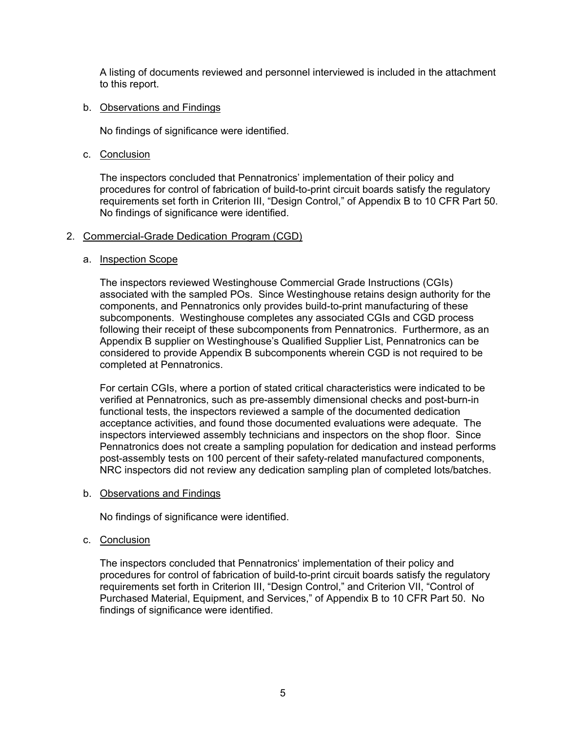A listing of documents reviewed and personnel interviewed is included in the attachment to this report.

b. Observations and Findings

No findings of significance were identified.

c. Conclusion

The inspectors concluded that Pennatronics' implementation of their policy and procedures for control of fabrication of build-to-print circuit boards satisfy the regulatory requirements set forth in Criterion III, "Design Control," of Appendix B to 10 CFR Part 50. No findings of significance were identified.

2. Commercial-Grade Dedication Program (CGD)

a. Inspection Scope

The inspectors reviewed Westinghouse Commercial Grade Instructions (CGIs) associated with the sampled POs. Since Westinghouse retains design authority for the components, and Pennatronics only provides build-to-print manufacturing of these subcomponents. Westinghouse completes any associated CGIs and CGD process following their receipt of these subcomponents from Pennatronics. Furthermore, as an Appendix B supplier on Westinghouse's Qualified Supplier List, Pennatronics can be considered to provide Appendix B subcomponents wherein CGD is not required to be completed at Pennatronics.

For certain CGIs, where a portion of stated critical characteristics were indicated to be verified at Pennatronics, such as pre-assembly dimensional checks and post-burn-in functional tests, the inspectors reviewed a sample of the documented dedication acceptance activities, and found those documented evaluations were adequate. The inspectors interviewed assembly technicians and inspectors on the shop floor. Since Pennatronics does not create a sampling population for dedication and instead performs post-assembly tests on 100 percent of their safety-related manufactured components, NRC inspectors did not review any dedication sampling plan of completed lots/batches.

b. Observations and Findings

No findings of significance were identified.

c. Conclusion

The inspectors concluded that Pennatronics' implementation of their policy and procedures for control of fabrication of build-to-print circuit boards satisfy the regulatory requirements set forth in Criterion III, "Design Control," and Criterion VII, "Control of Purchased Material, Equipment, and Services," of Appendix B to 10 CFR Part 50. No findings of significance were identified.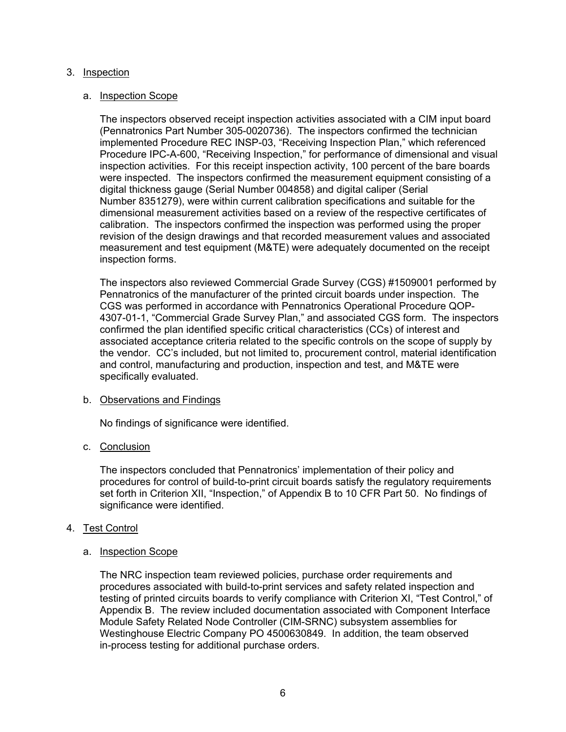3. Inspection

   a. Inspection Scope

   The inspectors observed receipt inspection activities associated with a CIM input board (Pennatronics Part Number 305-0020736). The inspectors confirmed the technician implemented Procedure REC INSP-03, "Receiving Inspection Plan," which referenced Procedure IPC-A-600, "Receiving Inspection," for performance of dimensional and visual inspection activities. For this receipt inspection activity, 100 percent of the bare boards were inspected. The inspectors confirmed the measurement equipment consisting of a digital thickness gauge (Serial Number 004858) and digital caliper (Serial Number 8351279), were within current calibration specifications and suitable for the dimensional measurement activities based on a review of the respective certificates of calibration. The inspectors confirmed the inspection was performed using the proper revision of the design drawings and that recorded measurement values and associated measurement and test equipment (M&TE) were adequately documented on the receipt inspection forms.

   The inspectors also reviewed Commercial Grade Survey (CGS) #1509001 performed by Pennatronics of the manufacturer of the printed circuit boards under inspection. The CGS was performed in accordance with Pennatronics Operational Procedure QOP-4307-01-1, "Commercial Grade Survey Plan," and associated CGS form. The inspectors confirmed the plan identified specific critical characteristics (CCs) of interest and associated acceptance criteria related to the specific controls on the scope of supply by the vendor. CC's included, but not limited to, procurement control, material identification and control, manufacturing and production, inspection and test, and M&TE were specifically evaluated.

   b. Observations and Findings

   No findings of significance were identified.

   c. Conclusion

   The inspectors concluded that Pennatronics' implementation of their policy and procedures for control of build-to-print circuit boards satisfy the regulatory requirements set forth in Criterion XII, "Inspection," of Appendix B to 10 CFR Part 50. No findings of significance were identified.

4. Test Control

   a. Inspection Scope

   The NRC inspection team reviewed policies, purchase order requirements and procedures associated with build-to-print services and safety related inspection and testing of printed circuits boards to verify compliance with Criterion XI, "Test Control," of Appendix B. The review included documentation associated with Component Interface Module Safety Related Node Controller (CIM-SRNC) subsystem assemblies for Westinghouse Electric Company PO 4500630849. In addition, the team observed in-process testing for additional purchase orders.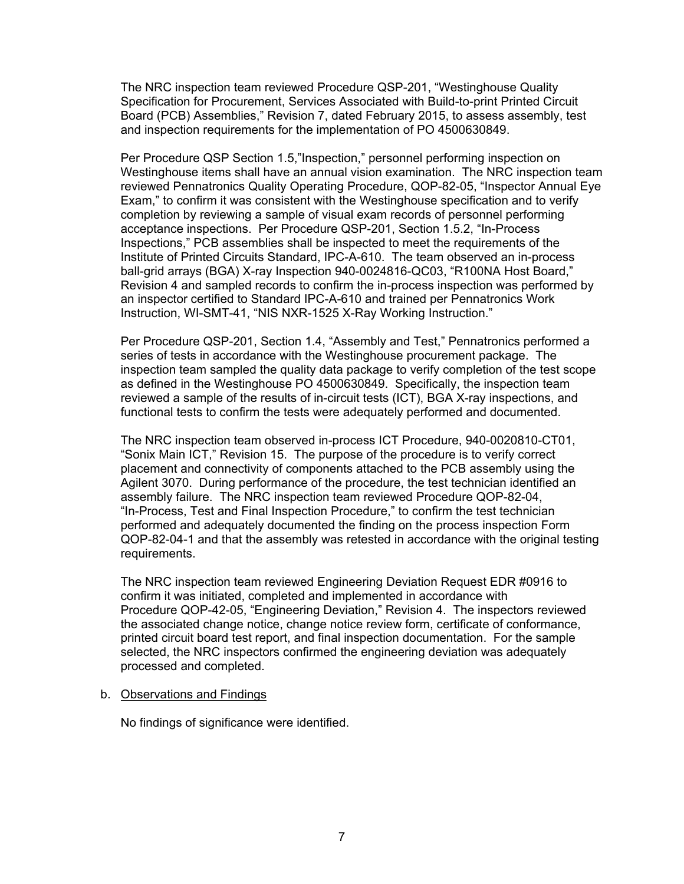The NRC inspection team reviewed Procedure QSP-201, "Westinghouse Quality Specification for Procurement, Services Associated with Build-to-print Printed Circuit Board (PCB) Assemblies," Revision 7, dated February 2015, to assess assembly, test and inspection requirements for the implementation of PO 4500630849.

Per Procedure QSP Section 1.5,"Inspection," personnel performing inspection on Westinghouse items shall have an annual vision examination. The NRC inspection team reviewed Pennatronics Quality Operating Procedure, QOP-82-05, "Inspector Annual Eye Exam," to confirm it was consistent with the Westinghouse specification and to verify completion by reviewing a sample of visual exam records of personnel performing acceptance inspections. Per Procedure QSP-201, Section 1.5.2, "In-Process Inspections," PCB assemblies shall be inspected to meet the requirements of the Institute of Printed Circuits Standard, IPC-A-610. The team observed an in-process ball-grid arrays (BGA) X-ray Inspection 940-0024816-QC03, "R100NA Host Board," Revision 4 and sampled records to confirm the in-process inspection was performed by an inspector certified to Standard IPC-A-610 and trained per Pennatronics Work Instruction, WI-SMT-41, "NIS NXR-1525 X-Ray Working Instruction."

Per Procedure QSP-201, Section 1.4, "Assembly and Test," Pennatronics performed a series of tests in accordance with the Westinghouse procurement package. The inspection team sampled the quality data package to verify completion of the test scope as defined in the Westinghouse PO 4500630849. Specifically, the inspection team reviewed a sample of the results of in-circuit tests (ICT), BGA X-ray inspections, and functional tests to confirm the tests were adequately performed and documented.

The NRC inspection team observed in-process ICT Procedure, 940-0020810-CT01, "Sonix Main ICT," Revision 15. The purpose of the procedure is to verify correct placement and connectivity of components attached to the PCB assembly using the Agilent 3070. During performance of the procedure, the test technician identified an assembly failure. The NRC inspection team reviewed Procedure QOP-82-04, "In-Process, Test and Final Inspection Procedure," to confirm the test technician performed and adequately documented the finding on the process inspection Form QOP-82-04-1 and that the assembly was retested in accordance with the original testing requirements.

The NRC inspection team reviewed Engineering Deviation Request EDR #0916 to confirm it was initiated, completed and implemented in accordance with Procedure QOP-42-05, "Engineering Deviation," Revision 4. The inspectors reviewed the associated change notice, change notice review form, certificate of conformance, printed circuit board test report, and final inspection documentation. For the sample selected, the NRC inspectors confirmed the engineering deviation was adequately processed and completed.

b. Observations and Findings

No findings of significance were identified.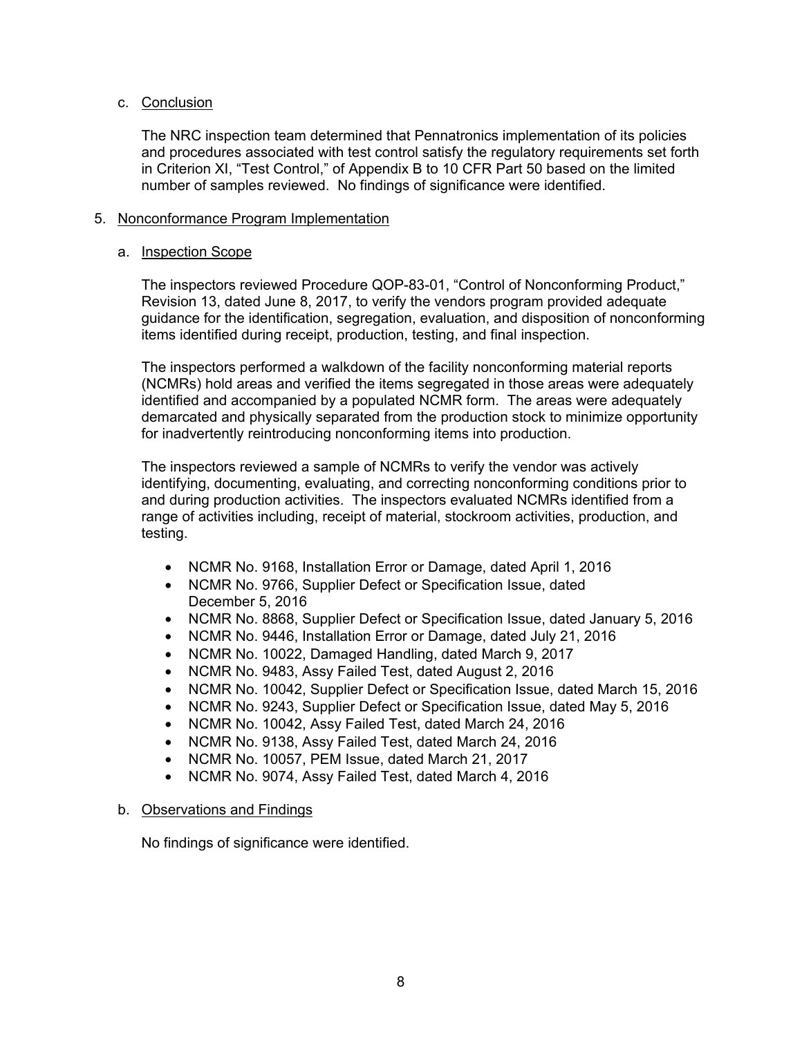c. Conclusion

The NRC inspection team determined that Pennatronics implementation of its policies and procedures associated with test control satisfy the regulatory requirements set forth in Criterion XI, "Test Control," of Appendix B to 10 CFR Part 50 based on the limited number of samples reviewed. No findings of significance were identified.

5. Nonconformance Program Implementation

a. Inspection Scope

The inspectors reviewed Procedure QOP-83-01, "Control of Nonconforming Product," Revision 13, dated June 8, 2017, to verify the vendors program provided adequate guidance for the identification, segregation, evaluation, and disposition of nonconforming items identified during receipt, production, testing, and final inspection.

The inspectors performed a walkdown of the facility nonconforming material reports (NCMRs) hold areas and verified the items segregated in those areas were adequately identified and accompanied by a populated NCMR form. The areas were adequately demarcated and physically separated from the production stock to minimize opportunity for inadvertently reintroducing nonconforming items into production.

The inspectors reviewed a sample of NCMRs to verify the vendor was actively identifying, documenting, evaluating, and correcting nonconforming conditions prior to and during production activities. The inspectors evaluated NCMRs identified from a range of activities including, receipt of material, stockroom activities, production, and testing.

- NCMR No. 9168, Installation Error or Damage, dated April 1, 2016
- NCMR No. 9766, Supplier Defect or Specification Issue, dated December 5, 2016
- NCMR No. 8868, Supplier Defect or Specification Issue, dated January 5, 2016
- NCMR No. 9446, Installation Error or Damage, dated July 21, 2016
- NCMR No. 10022, Damaged Handling, dated March 9, 2017
- NCMR No. 9483, Assy Failed Test, dated August 2, 2016
- NCMR No. 10042, Supplier Defect or Specification Issue, dated March 15, 2016
- NCMR No. 9243, Supplier Defect or Specification Issue, dated May 5, 2016
- NCMR No. 10042, Assy Failed Test, dated March 24, 2016
- NCMR No. 9138, Assy Failed Test, dated March 24, 2016
- NCMR No. 10057, PEM Issue, dated March 21, 2017
- NCMR No. 9074, Assy Failed Test, dated March 4, 2016

b. Observations and Findings

No findings of significance were identified.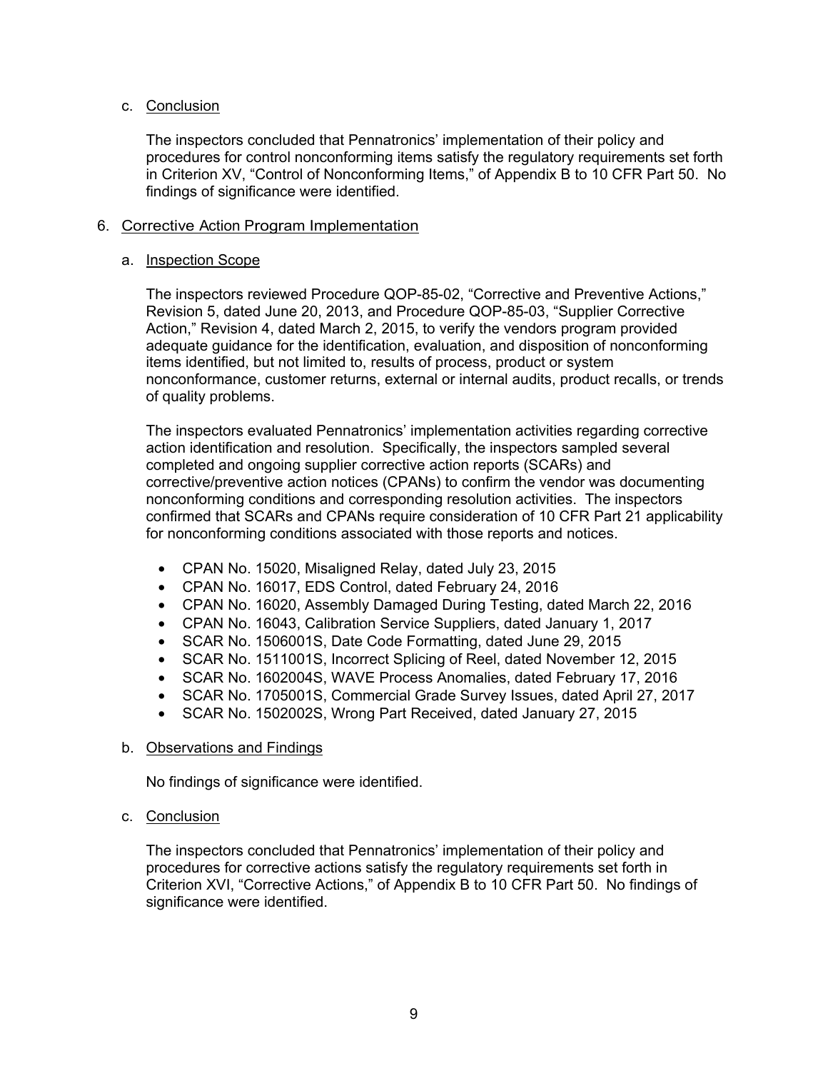c. Conclusion

The inspectors concluded that Pennatronics' implementation of their policy and procedures for control nonconforming items satisfy the regulatory requirements set forth in Criterion XV, "Control of Nonconforming Items," of Appendix B to 10 CFR Part 50. No findings of significance were identified.

## 6. Corrective Action Program Implementation

### a. Inspection Scope

The inspectors reviewed Procedure QOP-85-02, "Corrective and Preventive Actions," Revision 5, dated June 20, 2013, and Procedure QOP-85-03, "Supplier Corrective Action," Revision 4, dated March 2, 2015, to verify the vendors program provided adequate guidance for the identification, evaluation, and disposition of nonconforming items identified, but not limited to, results of process, product or system nonconformance, customer returns, external or internal audits, product recalls, or trends of quality problems.

The inspectors evaluated Pennatronics' implementation activities regarding corrective action identification and resolution. Specifically, the inspectors sampled several completed and ongoing supplier corrective action reports (SCARs) and corrective/preventive action notices (CPANs) to confirm the vendor was documenting nonconforming conditions and corresponding resolution activities. The inspectors confirmed that SCARs and CPANs require consideration of 10 CFR Part 21 applicability for nonconforming conditions associated with those reports and notices.

- CPAN No. 15020, Misaligned Relay, dated July 23, 2015
- CPAN No. 16017, EDS Control, dated February 24, 2016
- CPAN No. 16020, Assembly Damaged During Testing, dated March 22, 2016
- CPAN No. 16043, Calibration Service Suppliers, dated January 1, 2017
- SCAR No. 1506001S, Date Code Formatting, dated June 29, 2015
- SCAR No. 1511001S, Incorrect Splicing of Reel, dated November 12, 2015
- SCAR No. 1602004S, WAVE Process Anomalies, dated February 17, 2016
- SCAR No. 1705001S, Commercial Grade Survey Issues, dated April 27, 2017
- SCAR No. 1502002S, Wrong Part Received, dated January 27, 2015

### b. Observations and Findings

No findings of significance were identified.

### c. Conclusion

The inspectors concluded that Pennatronics' implementation of their policy and procedures for corrective actions satisfy the regulatory requirements set forth in Criterion XVI, "Corrective Actions," of Appendix B to 10 CFR Part 50. No findings of significance were identified.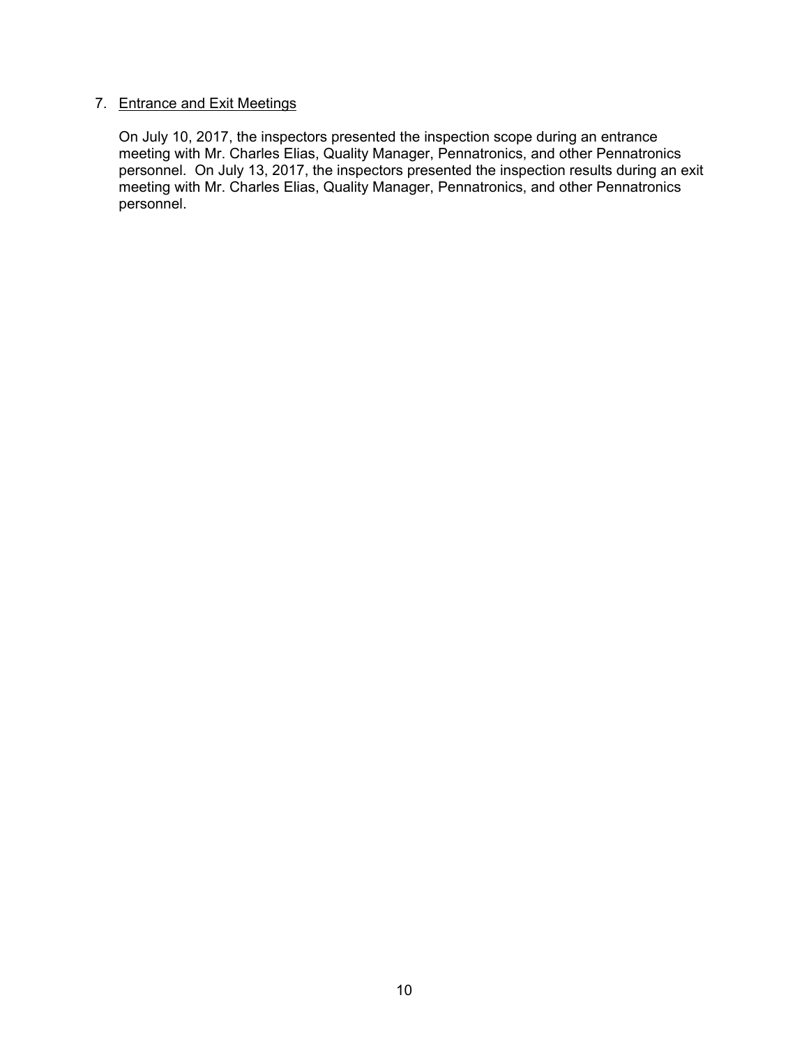7. Entrance and Exit Meetings

   On July 10, 2017, the inspectors presented the inspection scope during an entrance meeting with Mr. Charles Elias, Quality Manager, Pennatronics, and other Pennatronics personnel. On July 13, 2017, the inspectors presented the inspection results during an exit meeting with Mr. Charles Elias, Quality Manager, Pennatronics, and other Pennatronics personnel.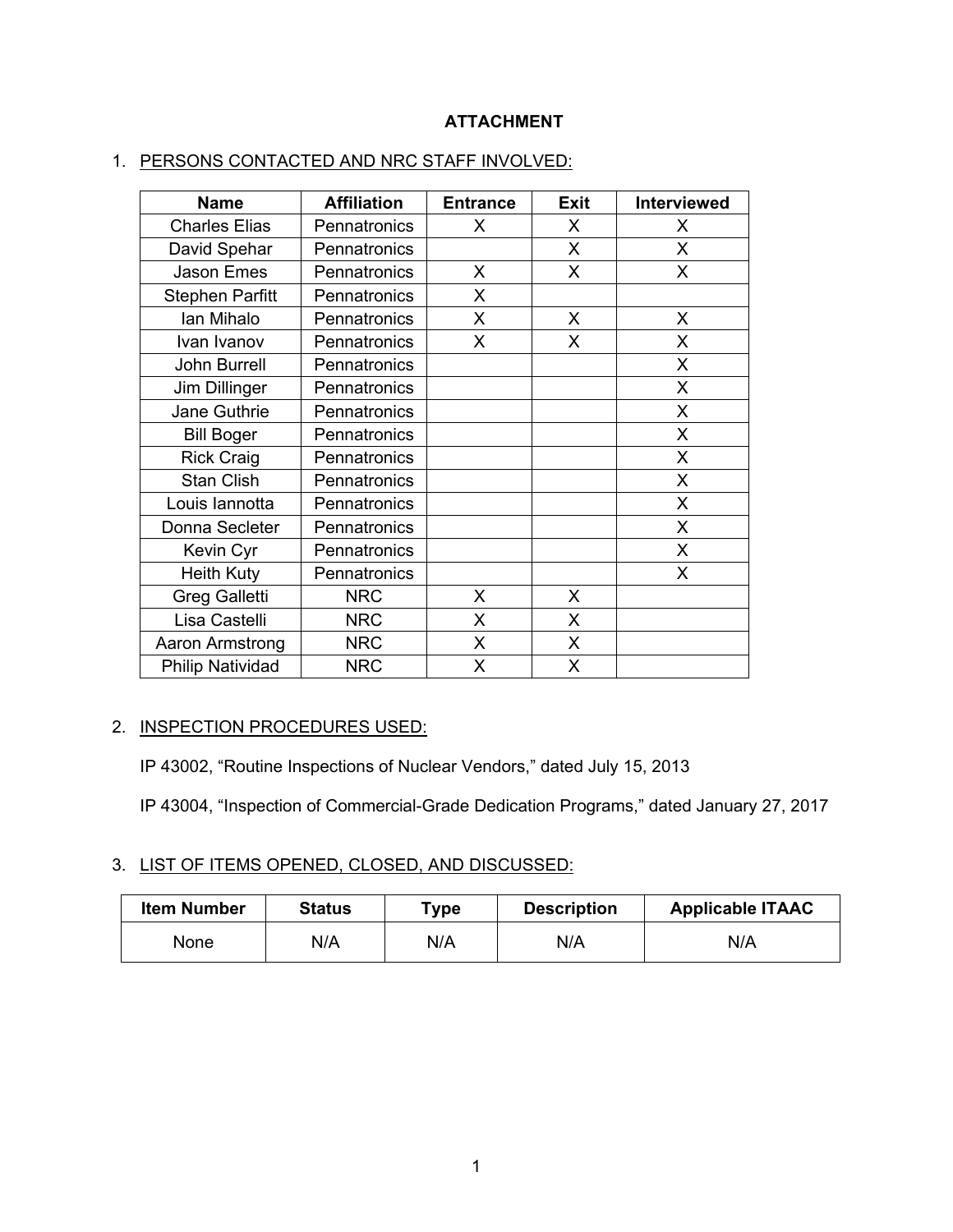**ATTACHMENT**

1. PERSONS CONTACTED AND NRC STAFF INVOLVED:

| Name | Affiliation | Entrance | Exit | Interviewed |
|---|---|---|---|---|
| Charles Elias | Pennatronics | X | X | X |
| David Spehar | Pennatronics | | X | X |
| Jason Emes | Pennatronics | X | X | X |
| Stephen Parfitt | Pennatronics | X | | |
| Ian Mihalo | Pennatronics | X | X | X |
| Ivan Ivanov | Pennatronics | X | X | X |
| John Burrell | Pennatronics | | | X |
| Jim Dillinger | Pennatronics | | | X |
| Jane Guthrie | Pennatronics | | | X |
| Bill Boger | Pennatronics | | | X |
| Rick Craig | Pennatronics | | | X |
| Stan Clish | Pennatronics | | | X |
| Louis Iannotta | Pennatronics | | | X |
| Donna Secleter | Pennatronics | | | X |
| Kevin Cyr | Pennatronics | | | X |
| Heith Kuty | Pennatronics | | | X |
| Greg Galletti | NRC | X | X | |
| Lisa Castelli | NRC | X | X | |
| Aaron Armstrong | NRC | X | X | |
| Philip Natividad | NRC | X | X | |

2. INSPECTION PROCEDURES USED:

IP 43002, “Routine Inspections of Nuclear Vendors,” dated July 15, 2013

IP 43004, “Inspection of Commercial-Grade Dedication Programs,” dated January 27, 2017

3. LIST OF ITEMS OPENED, CLOSED, AND DISCUSSED:

| Item Number | Status | Type | Description | Applicable ITAAC |
|---|---|---|---|---|
| None | N/A | N/A | N/A | N/A |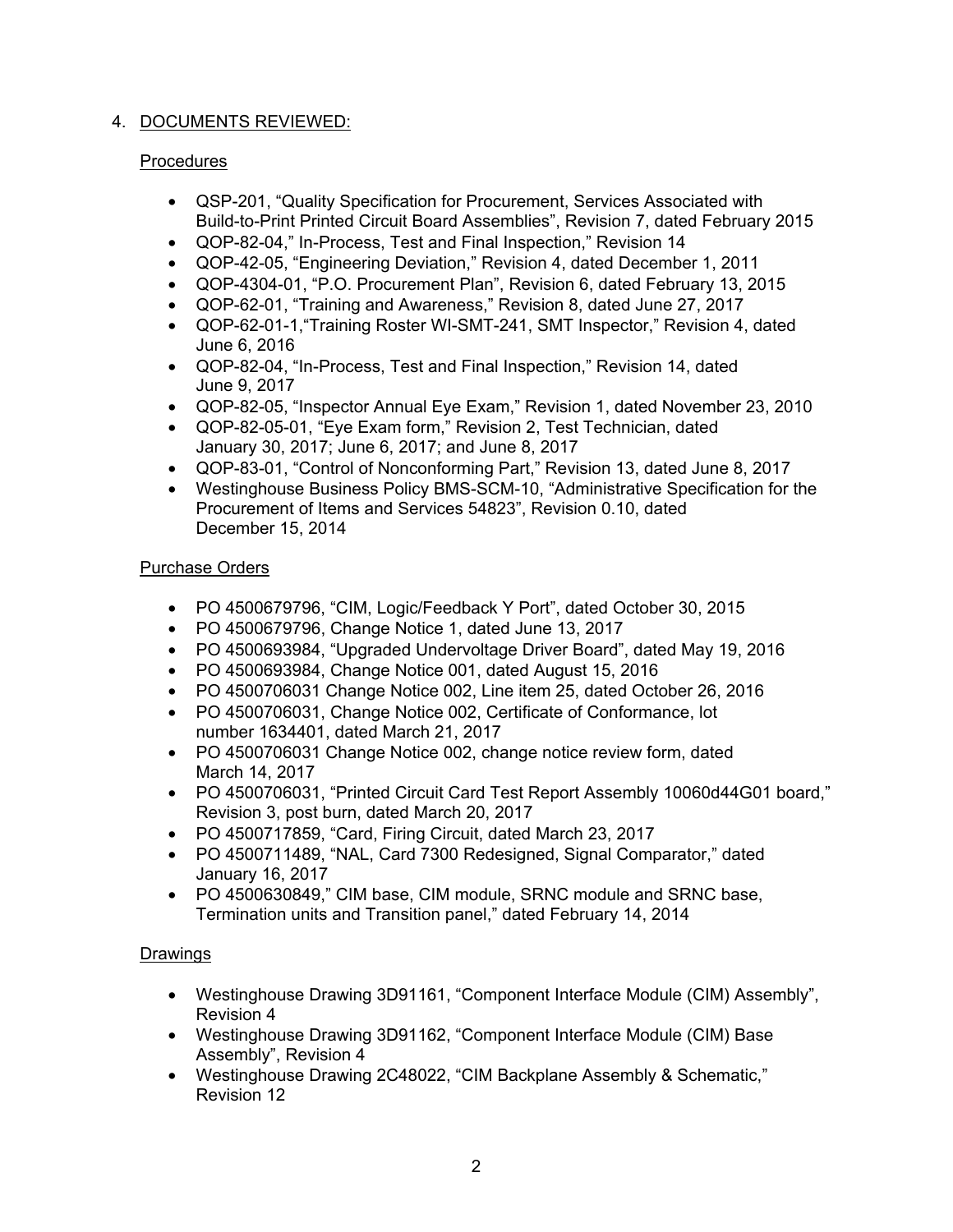## 4. DOCUMENTS REVIEWED:

### Procedures

- QSP-201, "Quality Specification for Procurement, Services Associated with Build-to-Print Printed Circuit Board Assemblies", Revision 7, dated February 2015
- QOP-82-04," In-Process, Test and Final Inspection," Revision 14
- QOP-42-05, "Engineering Deviation," Revision 4, dated December 1, 2011
- QOP-4304-01, "P.O. Procurement Plan", Revision 6, dated February 13, 2015
- QOP-62-01, "Training and Awareness," Revision 8, dated June 27, 2017
- QOP-62-01-1,"Training Roster WI-SMT-241, SMT Inspector," Revision 4, dated June 6, 2016
- QOP-82-04, "In-Process, Test and Final Inspection," Revision 14, dated June 9, 2017
- QOP-82-05, "Inspector Annual Eye Exam," Revision 1, dated November 23, 2010
- QOP-82-05-01, "Eye Exam form," Revision 2, Test Technician, dated January 30, 2017; June 6, 2017; and June 8, 2017
- QOP-83-01, "Control of Nonconforming Part," Revision 13, dated June 8, 2017
- Westinghouse Business Policy BMS-SCM-10, "Administrative Specification for the Procurement of Items and Services 54823", Revision 0.10, dated December 15, 2014

### Purchase Orders

- PO 4500679796, "CIM, Logic/Feedback Y Port", dated October 30, 2015
- PO 4500679796, Change Notice 1, dated June 13, 2017
- PO 4500693984, "Upgraded Undervoltage Driver Board", dated May 19, 2016
- PO 4500693984, Change Notice 001, dated August 15, 2016
- PO 4500706031 Change Notice 002, Line item 25, dated October 26, 2016
- PO 4500706031, Change Notice 002, Certificate of Conformance, lot number 1634401, dated March 21, 2017
- PO 4500706031 Change Notice 002, change notice review form, dated March 14, 2017
- PO 4500706031, "Printed Circuit Card Test Report Assembly 10060d44G01 board," Revision 3, post burn, dated March 20, 2017
- PO 4500717859, "Card, Firing Circuit, dated March 23, 2017
- PO 4500711489, "NAL, Card 7300 Redesigned, Signal Comparator," dated January 16, 2017
- PO 4500630849," CIM base, CIM module, SRNC module and SRNC base, Termination units and Transition panel," dated February 14, 2014

### Drawings

- Westinghouse Drawing 3D91161, "Component Interface Module (CIM) Assembly", Revision 4
- Westinghouse Drawing 3D91162, "Component Interface Module (CIM) Base Assembly", Revision 4
- Westinghouse Drawing 2C48022, "CIM Backplane Assembly & Schematic," Revision 12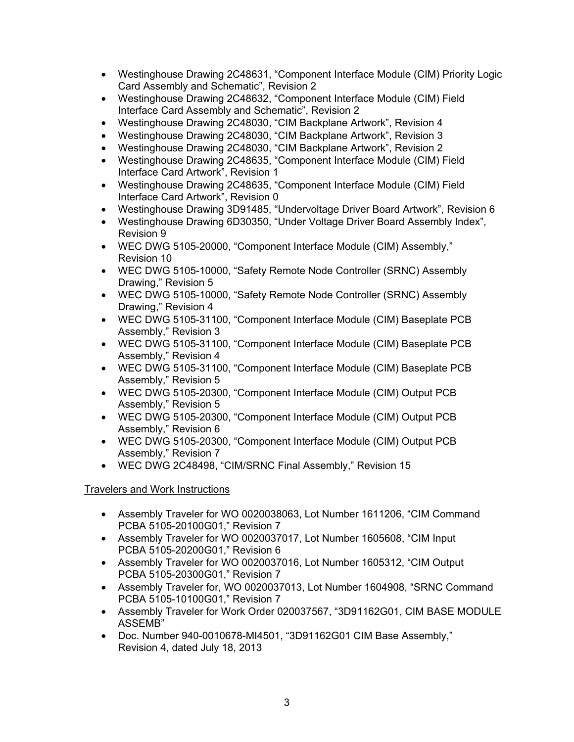- Westinghouse Drawing 2C48631, “Component Interface Module (CIM) Priority Logic Card Assembly and Schematic”, Revision 2
- Westinghouse Drawing 2C48632, “Component Interface Module (CIM) Field Interface Card Assembly and Schematic”, Revision 2
- Westinghouse Drawing 2C48030, “CIM Backplane Artwork”, Revision 4
- Westinghouse Drawing 2C48030, “CIM Backplane Artwork”, Revision 3
- Westinghouse Drawing 2C48030, “CIM Backplane Artwork”, Revision 2
- Westinghouse Drawing 2C48635, “Component Interface Module (CIM) Field Interface Card Artwork”, Revision 1
- Westinghouse Drawing 2C48635, “Component Interface Module (CIM) Field Interface Card Artwork”, Revision 0
- Westinghouse Drawing 3D91485, “Undervoltage Driver Board Artwork”, Revision 6
- Westinghouse Drawing 6D30350, “Under Voltage Driver Board Assembly Index”, Revision 9
- WEC DWG 5105-20000, “Component Interface Module (CIM) Assembly,” Revision 10
- WEC DWG 5105-10000, “Safety Remote Node Controller (SRNC) Assembly Drawing,” Revision 5
- WEC DWG 5105-10000, “Safety Remote Node Controller (SRNC) Assembly Drawing,” Revision 4
- WEC DWG 5105-31100, “Component Interface Module (CIM) Baseplate PCB Assembly,” Revision 3
- WEC DWG 5105-31100, “Component Interface Module (CIM) Baseplate PCB Assembly,” Revision 4
- WEC DWG 5105-31100, “Component Interface Module (CIM) Baseplate PCB Assembly,” Revision 5
- WEC DWG 5105-20300, “Component Interface Module (CIM) Output PCB Assembly,” Revision 5
- WEC DWG 5105-20300, “Component Interface Module (CIM) Output PCB Assembly,” Revision 6
- WEC DWG 5105-20300, “Component Interface Module (CIM) Output PCB Assembly,” Revision 7
- WEC DWG 2C48498, “CIM/SRNC Final Assembly,” Revision 15

Travelers and Work Instructions

- Assembly Traveler for WO 0020038063, Lot Number 1611206, “CIM Command PCBA 5105-20100G01,” Revision 7
- Assembly Traveler for WO 0020037017, Lot Number 1605608, “CIM Input PCBA 5105-20200G01,” Revision 6
- Assembly Traveler for WO 0020037016, Lot Number 1605312, “CIM Output PCBA 5105-20300G01,” Revision 7
- Assembly Traveler for, WO 0020037013, Lot Number 1604908, “SRNC Command PCBA 5105-10100G01,” Revision 7
- Assembly Traveler for Work Order 020037567, “3D91162G01, CIM BASE MODULE ASSEMB”
- Doc. Number 940-0010678-MI4501, “3D91162G01 CIM Base Assembly,” Revision 4, dated July 18, 2013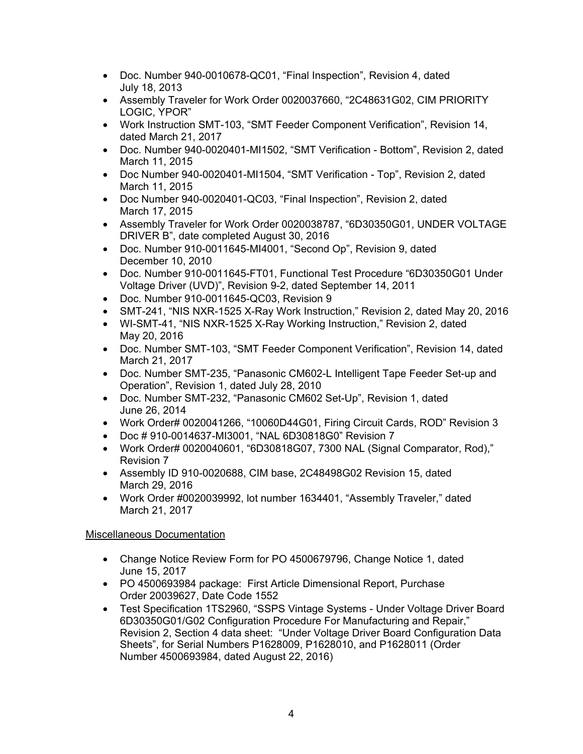- Doc. Number 940-0010678-QC01, "Final Inspection", Revision 4, dated July 18, 2013
- Assembly Traveler for Work Order 0020037660, "2C48631G02, CIM PRIORITY LOGIC, YPOR"
- Work Instruction SMT-103, "SMT Feeder Component Verification", Revision 14, dated March 21, 2017
- Doc. Number 940-0020401-MI1502, "SMT Verification - Bottom", Revision 2, dated March 11, 2015
- Doc Number 940-0020401-MI1504, "SMT Verification - Top", Revision 2, dated March 11, 2015
- Doc Number 940-0020401-QC03, "Final Inspection", Revision 2, dated March 17, 2015
- Assembly Traveler for Work Order 0020038787, "6D30350G01, UNDER VOLTAGE DRIVER B", date completed August 30, 2016
- Doc. Number 910-0011645-MI4001, "Second Op", Revision 9, dated December 10, 2010
- Doc. Number 910-0011645-FT01, Functional Test Procedure "6D30350G01 Under Voltage Driver (UVD)", Revision 9-2, dated September 14, 2011
- Doc. Number 910-0011645-QC03, Revision 9
- SMT-241, "NIS NXR-1525 X-Ray Work Instruction," Revision 2, dated May 20, 2016
- WI-SMT-41, "NIS NXR-1525 X-Ray Working Instruction," Revision 2, dated May 20, 2016
- Doc. Number SMT-103, "SMT Feeder Component Verification", Revision 14, dated March 21, 2017
- Doc. Number SMT-235, "Panasonic CM602-L Intelligent Tape Feeder Set-up and Operation", Revision 1, dated July 28, 2010
- Doc. Number SMT-232, "Panasonic CM602 Set-Up", Revision 1, dated June 26, 2014
- Work Order# 0020041266, "10060D44G01, Firing Circuit Cards, ROD" Revision 3
- Doc # 910-0014637-MI3001, "NAL 6D30818G0" Revision 7
- Work Order# 0020040601, "6D30818G07, 7300 NAL (Signal Comparator, Rod)," Revision 7
- Assembly ID 910-0020688, CIM base, 2C48498G02 Revision 15, dated March 29, 2016
- Work Order #0020039992, lot number 1634401, "Assembly Traveler," dated March 21, 2017

Miscellaneous Documentation

- Change Notice Review Form for PO 4500679796, Change Notice 1, dated June 15, 2017
- PO 4500693984 package: First Article Dimensional Report, Purchase Order 20039627, Date Code 1552
- Test Specification 1TS2960, "SSPS Vintage Systems - Under Voltage Driver Board 6D30350G01/G02 Configuration Procedure For Manufacturing and Repair," Revision 2, Section 4 data sheet: "Under Voltage Driver Board Configuration Data Sheets", for Serial Numbers P1628009, P1628010, and P1628011 (Order Number 4500693984, dated August 22, 2016)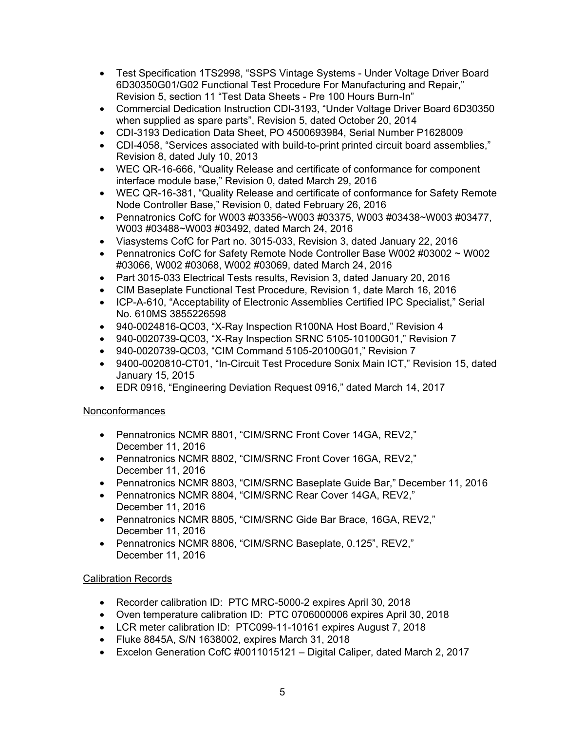- Test Specification 1TS2998, "SSPS Vintage Systems - Under Voltage Driver Board 6D30350G01/G02 Functional Test Procedure For Manufacturing and Repair," Revision 5, section 11 "Test Data Sheets - Pre 100 Hours Burn-In"
- Commercial Dedication Instruction CDI-3193, "Under Voltage Driver Board 6D30350 when supplied as spare parts", Revision 5, dated October 20, 2014
- CDI-3193 Dedication Data Sheet, PO 4500693984, Serial Number P1628009
- CDI-4058, "Services associated with build-to-print printed circuit board assemblies," Revision 8, dated July 10, 2013
- WEC QR-16-666, "Quality Release and certificate of conformance for component interface module base," Revision 0, dated March 29, 2016
- WEC QR-16-381, "Quality Release and certificate of conformance for Safety Remote Node Controller Base," Revision 0, dated February 26, 2016
- Pennatronics CofC for W003 #03356~W003 #03375, W003 #03438~W003 #03477, W003 #03488~W003 #03492, dated March 24, 2016
- Viasystems CofC for Part no. 3015-033, Revision 3, dated January 22, 2016
- Pennatronics CofC for Safety Remote Node Controller Base W002 #03002 ~ W002 #03066, W002 #03068, W002 #03069, dated March 24, 2016
- Part 3015-033 Electrical Tests results, Revision 3, dated January 20, 2016
- CIM Baseplate Functional Test Procedure, Revision 1, date March 16, 2016
- ICP-A-610, "Acceptability of Electronic Assemblies Certified IPC Specialist," Serial No. 610MS 3855226598
- 940-0024816-QC03, "X-Ray Inspection R100NA Host Board," Revision 4
- 940-0020739-QC03, "X-Ray Inspection SRNC 5105-10100G01," Revision 7
- 940-0020739-QC03, "CIM Command 5105-20100G01," Revision 7
- 9400-0020810-CT01, "In-Circuit Test Procedure Sonix Main ICT," Revision 15, dated January 15, 2015
- EDR 0916, "Engineering Deviation Request 0916," dated March 14, 2017

Nonconformances

- Pennatronics NCMR 8801, "CIM/SRNC Front Cover 14GA, REV2," December 11, 2016
- Pennatronics NCMR 8802, "CIM/SRNC Front Cover 16GA, REV2," December 11, 2016
- Pennatronics NCMR 8803, "CIM/SRNC Baseplate Guide Bar," December 11, 2016
- Pennatronics NCMR 8804, "CIM/SRNC Rear Cover 14GA, REV2," December 11, 2016
- Pennatronics NCMR 8805, "CIM/SRNC Gide Bar Brace, 16GA, REV2," December 11, 2016
- Pennatronics NCMR 8806, "CIM/SRNC Baseplate, 0.125", REV2," December 11, 2016

Calibration Records

- Recorder calibration ID: PTC MRC-5000-2 expires April 30, 2018
- Oven temperature calibration ID: PTC 0706000006 expires April 30, 2018
- LCR meter calibration ID: PTC099-11-10161 expires August 7, 2018
- Fluke 8845A, S/N 1638002, expires March 31, 2018
- Excelon Generation CofC #0011015121 – Digital Caliper, dated March 2, 2017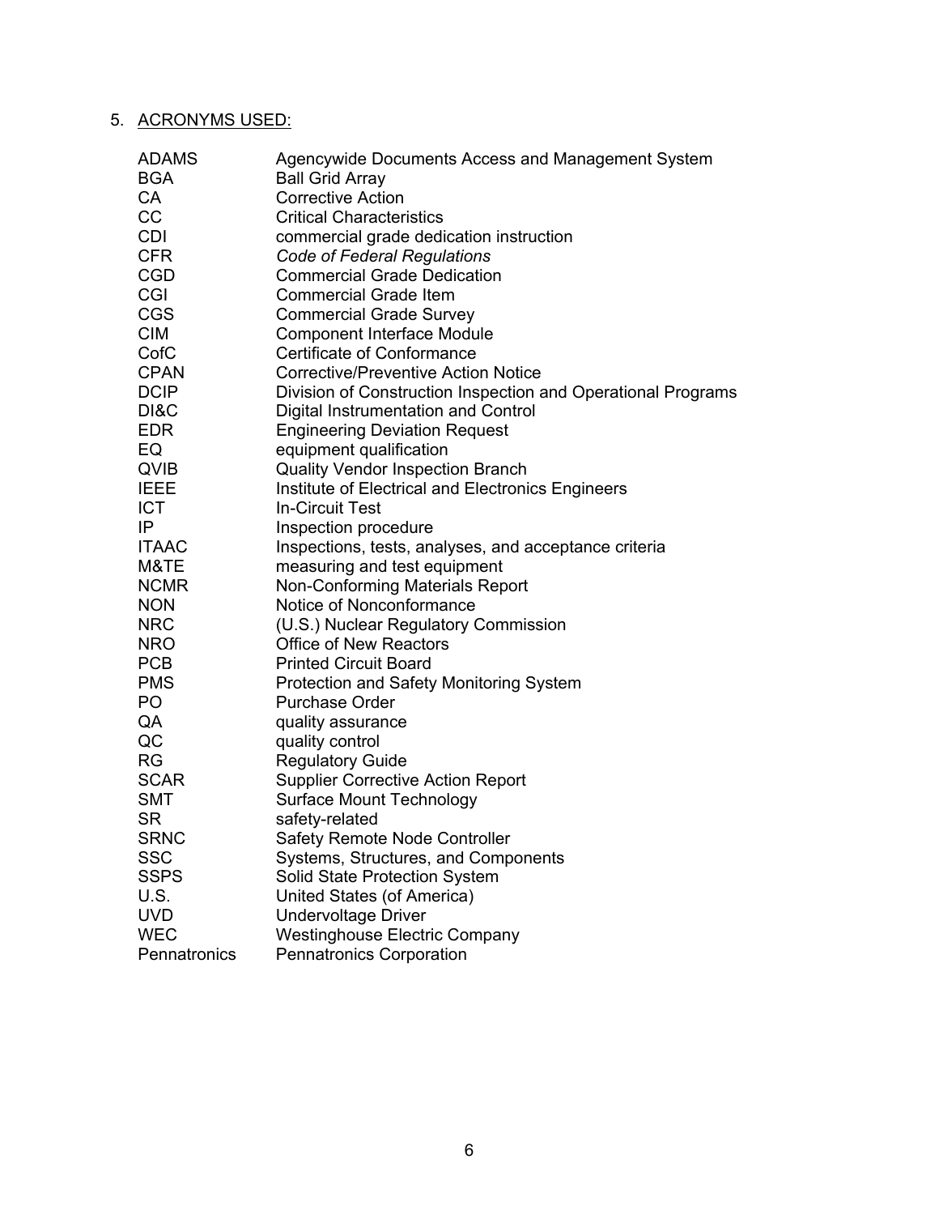5. ACRONYMS USED:

| | |
|---|---|
| ADAMS | Agencywide Documents Access and Management System |
| BGA | Ball Grid Array |
| CA | Corrective Action |
| CC | Critical Characteristics |
| CDI | commercial grade dedication instruction |
| CFR | *Code of Federal Regulations* |
| CGD | Commercial Grade Dedication |
| CGI | Commercial Grade Item |
| CGS | Commercial Grade Survey |
| CIM | Component Interface Module |
| CofC | Certificate of Conformance |
| CPAN | Corrective/Preventive Action Notice |
| DCIP | Division of Construction Inspection and Operational Programs |
| DI&C | Digital Instrumentation and Control |
| EDR | Engineering Deviation Request |
| EQ | equipment qualification |
| QVIB | Quality Vendor Inspection Branch |
| IEEE | Institute of Electrical and Electronics Engineers |
| ICT | In-Circuit Test |
| IP | Inspection procedure |
| ITAAC | Inspections, tests, analyses, and acceptance criteria |
| M&TE | measuring and test equipment |
| NCMR | Non-Conforming Materials Report |
| NON | Notice of Nonconformance |
| NRC | (U.S.) Nuclear Regulatory Commission |
| NRO | Office of New Reactors |
| PCB | Printed Circuit Board |
| PMS | Protection and Safety Monitoring System |
| PO | Purchase Order |
| QA | quality assurance |
| QC | quality control |
| RG | Regulatory Guide |
| SCAR | Supplier Corrective Action Report |
| SMT | Surface Mount Technology |
| SR | safety-related |
| SRNC | Safety Remote Node Controller |
| SSC | Systems, Structures, and Components |
| SSPS | Solid State Protection System |
| U.S. | United States (of America) |
| UVD | Undervoltage Driver |
| WEC | Westinghouse Electric Company |
| Pennatronics | Pennatronics Corporation |